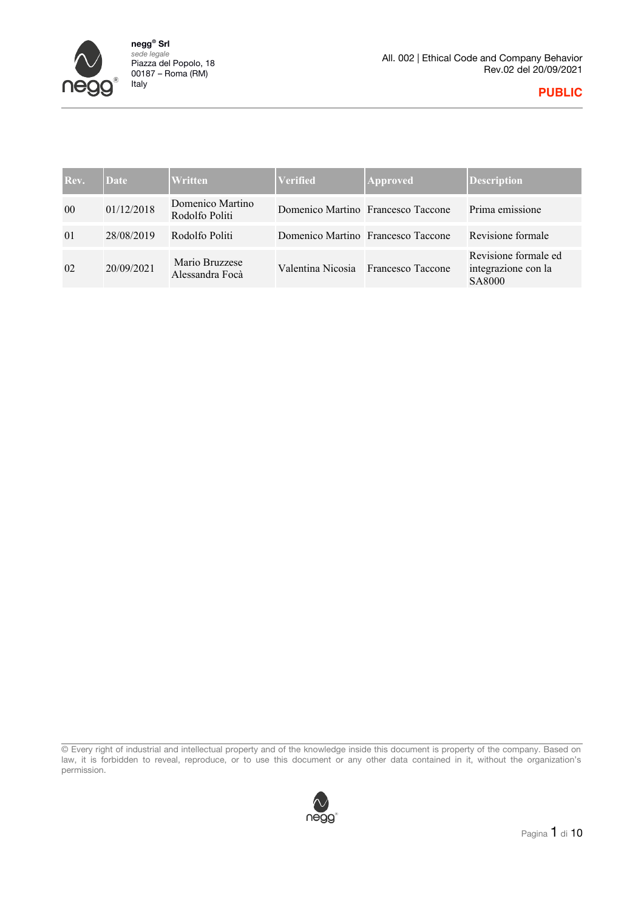| Rev. | Date | Written | Verified | Approved | Description |
|---|---|---|---|---|---|
| 00 | 01/12/2018 | Domenico Martino Rodolfo Politi | Domenico Martino | Francesco Taccone | Prima emissione |
| 01 | 28/08/2019 | Rodolfo Politi | Domenico Martino | Francesco Taccone | Revisione formale |
| 02 | 20/09/2021 | Mario Bruzzese Alessandra Focà | Valentina Nicosia | Francesco Taccone | Revisione formale ed integrazione con la SA8000 |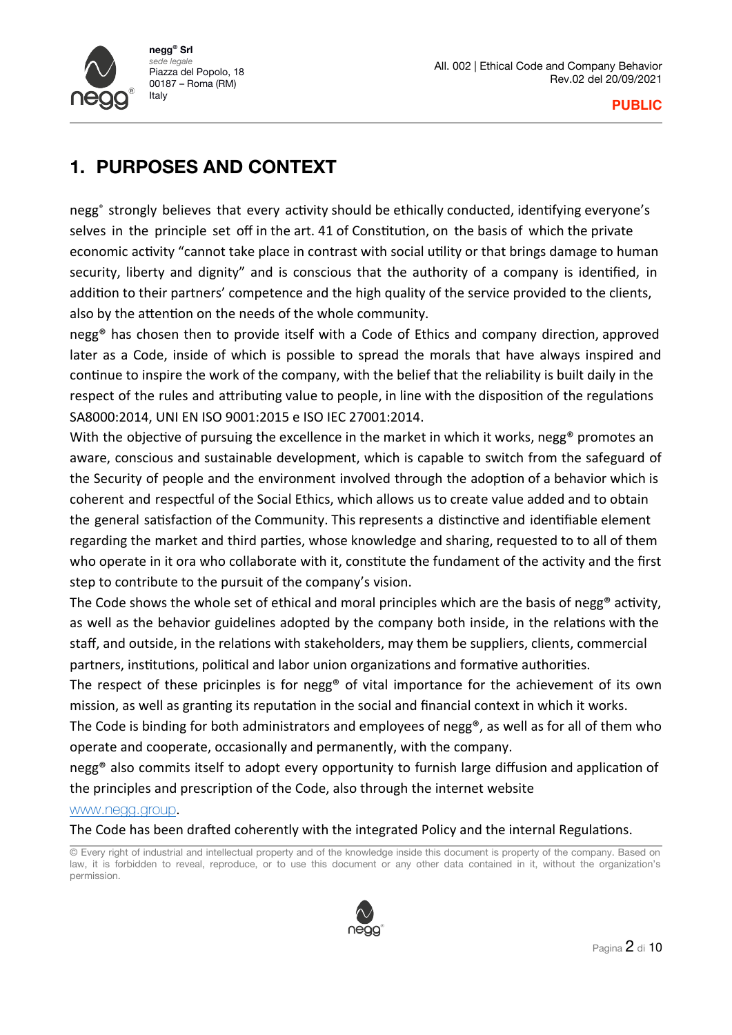# 1. PURPOSES AND CONTEXT

negg® strongly believes that every activity should be ethically conducted, identifying everyone's selves in the principle set off in the art. 41 of Constitution, on the basis of which the private economic activity "cannot take place in contrast with social utility or that brings damage to human security, liberty and dignity" and is conscious that the authority of a company is identified, in addition to their partners' competence and the high quality of the service provided to the clients, also by the attention on the needs of the whole community.

negg® has chosen then to provide itself with a Code of Ethics and company direction, approved later as a Code, inside of which is possible to spread the morals that have always inspired and continue to inspire the work of the company, with the belief that the reliability is built daily in the respect of the rules and attributing value to people, in line with the disposition of the regulations SA8000:2014, UNI EN ISO 9001:2015 e ISO IEC 27001:2014.

With the objective of pursuing the excellence in the market in which it works, negg® promotes an aware, conscious and sustainable development, which is capable to switch from the safeguard of the Security of people and the environment involved through the adoption of a behavior which is coherent and respectful of the Social Ethics, which allows us to create value added and to obtain the general satisfaction of the Community. This represents a distinctive and identifiable element regarding the market and third parties, whose knowledge and sharing, requested to to all of them who operate in it ora who collaborate with it, constitute the fundament of the activity and the first step to contribute to the pursuit of the company's vision.

The Code shows the whole set of ethical and moral principles which are the basis of negg® activity, as well as the behavior guidelines adopted by the company both inside, in the relations with the staff, and outside, in the relations with stakeholders, may them be suppliers, clients, commercial partners, institutions, political and labor union organizations and formative authorities.

The respect of these pricinples is for negg® of vital importance for the achievement of its own mission, as well as granting its reputation in the social and financial context in which it works.

The Code is binding for both administrators and employees of negg®, as well as for all of them who operate and cooperate, occasionally and permanently, with the company.

negg® also commits itself to adopt every opportunity to furnish large diffusion and application of the principles and prescription of the Code, also through the internet website www.negg.group.

The Code has been drafted coherently with the integrated Policy and the internal Regulations.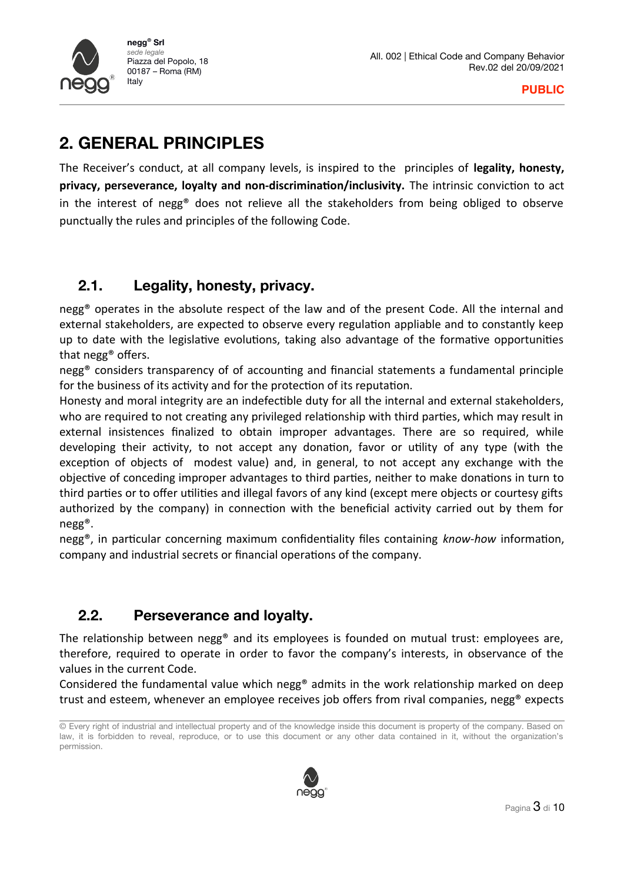# 2. GENERAL PRINCIPLES

The Receiver's conduct, at all company levels, is inspired to the principles of **legality, honesty, privacy, perseverance, loyalty and non-discrimination/inclusivity.** The intrinsic conviction to act in the interest of negg® does not relieve all the stakeholders from being obliged to observe punctually the rules and principles of the following Code.

## 2.1. Legality, honesty, privacy.

negg® operates in the absolute respect of the law and of the present Code. All the internal and external stakeholders, are expected to observe every regulation appliable and to constantly keep up to date with the legislative evolutions, taking also advantage of the formative opportunities that negg® offers.

negg® considers transparency of of accounting and financial statements a fundamental principle for the business of its activity and for the protection of its reputation.

Honesty and moral integrity are an indefectible duty for all the internal and external stakeholders, who are required to not creating any privileged relationship with third parties, which may result in external insistences finalized to obtain improper advantages. There are so required, while developing their activity, to not accept any donation, favor or utility of any type (with the exception of objects of modest value) and, in general, to not accept any exchange with the objective of conceding improper advantages to third parties, neither to make donations in turn to third parties or to offer utilities and illegal favors of any kind (except mere objects or courtesy gifts authorized by the company) in connection with the beneficial activity carried out by them for negg®.

negg®, in particular concerning maximum confidentiality files containing *know-how* information, company and industrial secrets or financial operations of the company.

## 2.2. Perseverance and loyalty.

The relationship between negg® and its employees is founded on mutual trust: employees are, therefore, required to operate in order to favor the company's interests, in observance of the values in the current Code.

Considered the fundamental value which negg® admits in the work relationship marked on deep trust and esteem, whenever an employee receives job offers from rival companies, negg® expects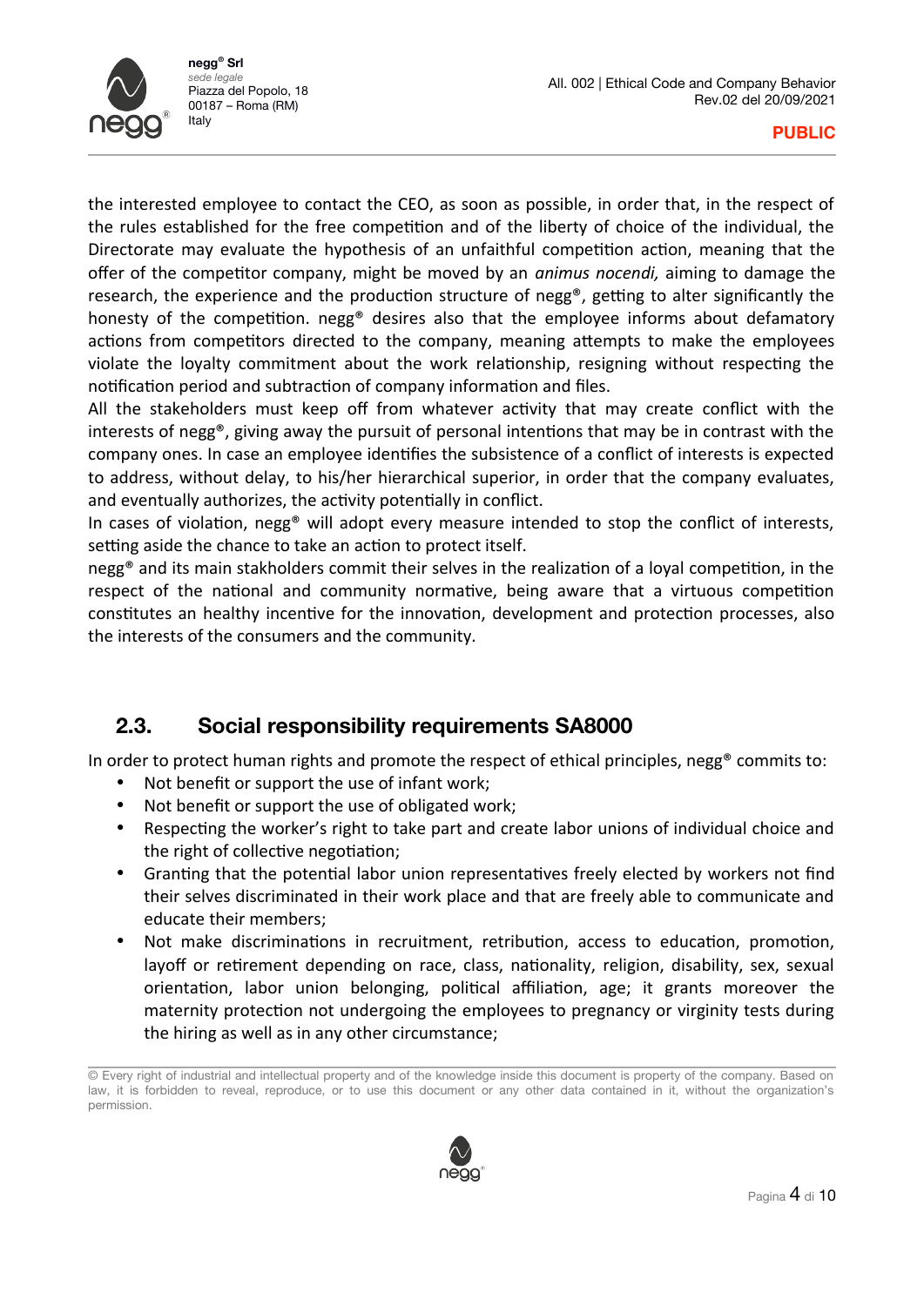the interested employee to contact the CEO, as soon as possible, in order that, in the respect of the rules established for the free competition and of the liberty of choice of the individual, the Directorate may evaluate the hypothesis of an unfaithful competition action, meaning that the offer of the competitor company, might be moved by an *animus nocendi,* aiming to damage the research, the experience and the production structure of negg®, getting to alter significantly the honesty of the competition. negg® desires also that the employee informs about defamatory actions from competitors directed to the company, meaning attempts to make the employees violate the loyalty commitment about the work relationship, resigning without respecting the notification period and subtraction of company information and files.
All the stakeholders must keep off from whatever activity that may create conflict with the interests of negg®, giving away the pursuit of personal intentions that may be in contrast with the company ones. In case an employee identifies the subsistence of a conflict of interests is expected to address, without delay, to his/her hierarchical superior, in order that the company evaluates, and eventually authorizes, the activity potentially in conflict.
In cases of violation, negg® will adopt every measure intended to stop the conflict of interests, setting aside the chance to take an action to protect itself.
negg® and its main stakholders commit their selves in the realization of a loyal competition, in the respect of the national and community normative, being aware that a virtuous competition constitutes an healthy incentive for the innovation, development and protection processes, also the interests of the consumers and the community.

## 2.3. Social responsibility requirements SA8000

In order to protect human rights and promote the respect of ethical principles, negg® commits to:

- Not benefit or support the use of infant work;
- Not benefit or support the use of obligated work;
- Respecting the worker's right to take part and create labor unions of individual choice and the right of collective negotiation;
- Granting that the potential labor union representatives freely elected by workers not find their selves discriminated in their work place and that are freely able to communicate and educate their members;
- Not make discriminations in recruitment, retribution, access to education, promotion, layoff or retirement depending on race, class, nationality, religion, disability, sex, sexual orientation, labor union belonging, political affiliation, age; it grants moreover the maternity protection not undergoing the employees to pregnancy or virginity tests during the hiring as well as in any other circumstance;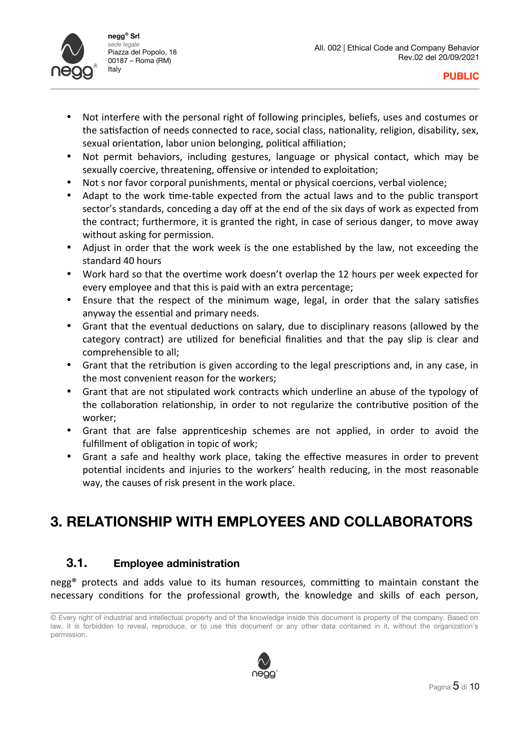- Not interfere with the personal right of following principles, beliefs, uses and costumes or the satisfaction of needs connected to race, social class, nationality, religion, disability, sex, sexual orientation, labor union belonging, political affiliation;
- Not permit behaviors, including gestures, language or physical contact, which may be sexually coercive, threatening, offensive or intended to exploitation;
- Not s nor favor corporal punishments, mental or physical coercions, verbal violence;
- Adapt to the work time-table expected from the actual laws and to the public transport sector's standards, conceding a day off at the end of the six days of work as expected from the contract; furthermore, it is granted the right, in case of serious danger, to move away without asking for permission.
- Adjust in order that the work week is the one established by the law, not exceeding the standard 40 hours
- Work hard so that the overtime work doesn't overlap the 12 hours per week expected for every employee and that this is paid with an extra percentage;
- Ensure that the respect of the minimum wage, legal, in order that the salary satisfies anyway the essential and primary needs.
- Grant that the eventual deductions on salary, due to disciplinary reasons (allowed by the category contract) are utilized for beneficial finalities and that the pay slip is clear and comprehensible to all;
- Grant that the retribution is given according to the legal prescriptions and, in any case, in the most convenient reason for the workers;
- Grant that are not stipulated work contracts which underline an abuse of the typology of the collaboration relationship, in order to not regularize the contributive position of the worker;
- Grant that are false apprenticeship schemes are not applied, in order to avoid the fulfillment of obligation in topic of work;
- Grant a safe and healthy work place, taking the effective measures in order to prevent potential incidents and injuries to the workers' health reducing, in the most reasonable way, the causes of risk present in the work place.

# 3. RELATIONSHIP WITH EMPLOYEES AND COLLABORATORS

## 3.1. Employee administration

negg® protects and adds value to its human resources, committing to maintain constant the necessary conditions for the professional growth, the knowledge and skills of each person,

© Every right of industrial and intellectual property and of the knowledge inside this document is property of the company. Based on law, it is forbidden to reveal, reproduce, or to use this document or any other data contained in it, without the organization's permission.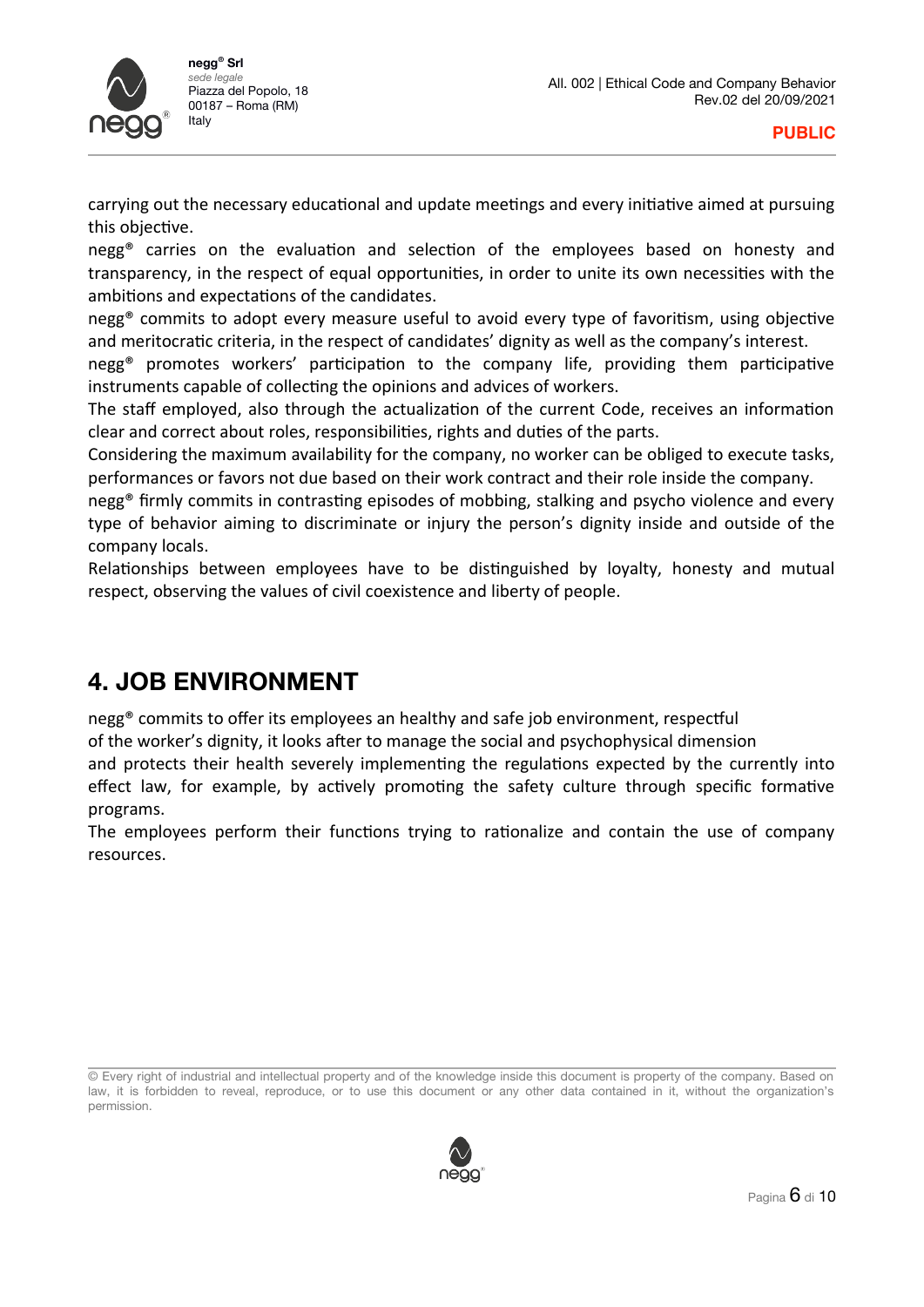carrying out the necessary educational and update meetings and every initiative aimed at pursuing this objective.

negg® carries on the evaluation and selection of the employees based on honesty and transparency, in the respect of equal opportunities, in order to unite its own necessities with the ambitions and expectations of the candidates.

negg® commits to adopt every measure useful to avoid every type of favoritism, using objective and meritocratic criteria, in the respect of candidates' dignity as well as the company's interest.

negg® promotes workers' participation to the company life, providing them participative instruments capable of collecting the opinions and advices of workers.

The staff employed, also through the actualization of the current Code, receives an information clear and correct about roles, responsibilities, rights and duties of the parts.

Considering the maximum availability for the company, no worker can be obliged to execute tasks, performances or favors not due based on their work contract and their role inside the company.

negg® firmly commits in contrasting episodes of mobbing, stalking and psycho violence and every type of behavior aiming to discriminate or injury the person's dignity inside and outside of the company locals.

Relationships between employees have to be distinguished by loyalty, honesty and mutual respect, observing the values of civil coexistence and liberty of people.

# 4. JOB ENVIRONMENT

negg® commits to offer its employees an healthy and safe job environment, respectful of the worker's dignity, it looks after to manage the social and psychophysical dimension and protects their health severely implementing the regulations expected by the currently into effect law, for example, by actively promoting the safety culture through specific formative programs.

The employees perform their functions trying to rationalize and contain the use of company resources.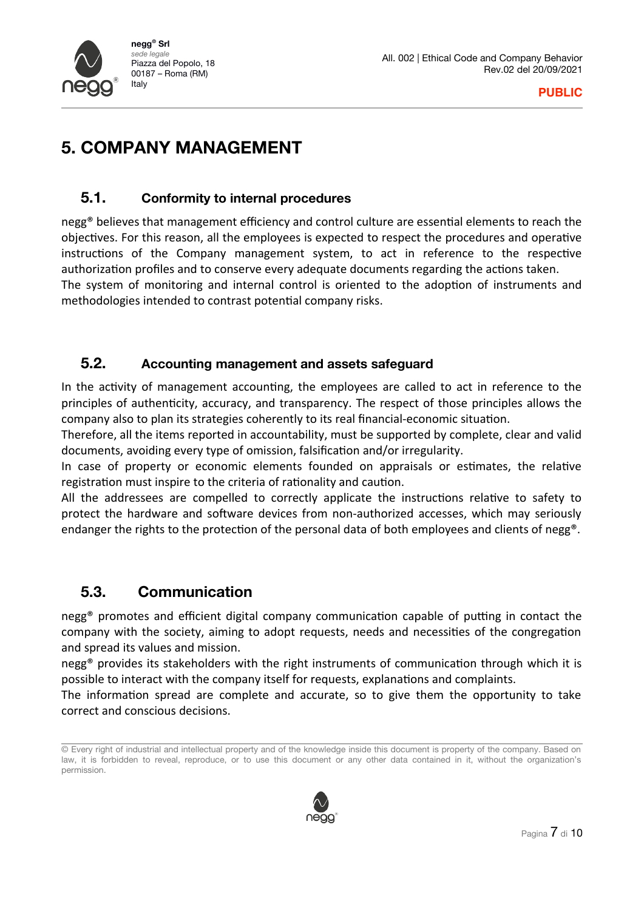# 5. COMPANY MANAGEMENT

## 5.1. Conformity to internal procedures

negg® believes that management efficiency and control culture are essential elements to reach the objectives. For this reason, all the employees is expected to respect the procedures and operative instructions of the Company management system, to act in reference to the respective authorization profiles and to conserve every adequate documents regarding the actions taken.
The system of monitoring and internal control is oriented to the adoption of instruments and methodologies intended to contrast potential company risks.

## 5.2. Accounting management and assets safeguard

In the activity of management accounting, the employees are called to act in reference to the principles of authenticity, accuracy, and transparency. The respect of those principles allows the company also to plan its strategies coherently to its real financial-economic situation.
Therefore, all the items reported in accountability, must be supported by complete, clear and valid documents, avoiding every type of omission, falsification and/or irregularity.
In case of property or economic elements founded on appraisals or estimates, the relative registration must inspire to the criteria of rationality and caution.
All the addressees are compelled to correctly apply the instructions relative to safety to protect the hardware and software devices from non-authorized accesses, which may seriously endanger the rights to the protection of the personal data of both employees and clients of negg®.

## 5.3. Communication

negg® promotes and efficient digital company communication capable of putting in contact the company with the society, aiming to adopt requests, needs and necessities of the congregation and spread its values and mission.
negg® provides its stakeholders with the right instruments of communication through which it is possible to interact with the company itself for requests, explanations and complaints.
The information spread are complete and accurate, so to give them the opportunity to take correct and conscious decisions.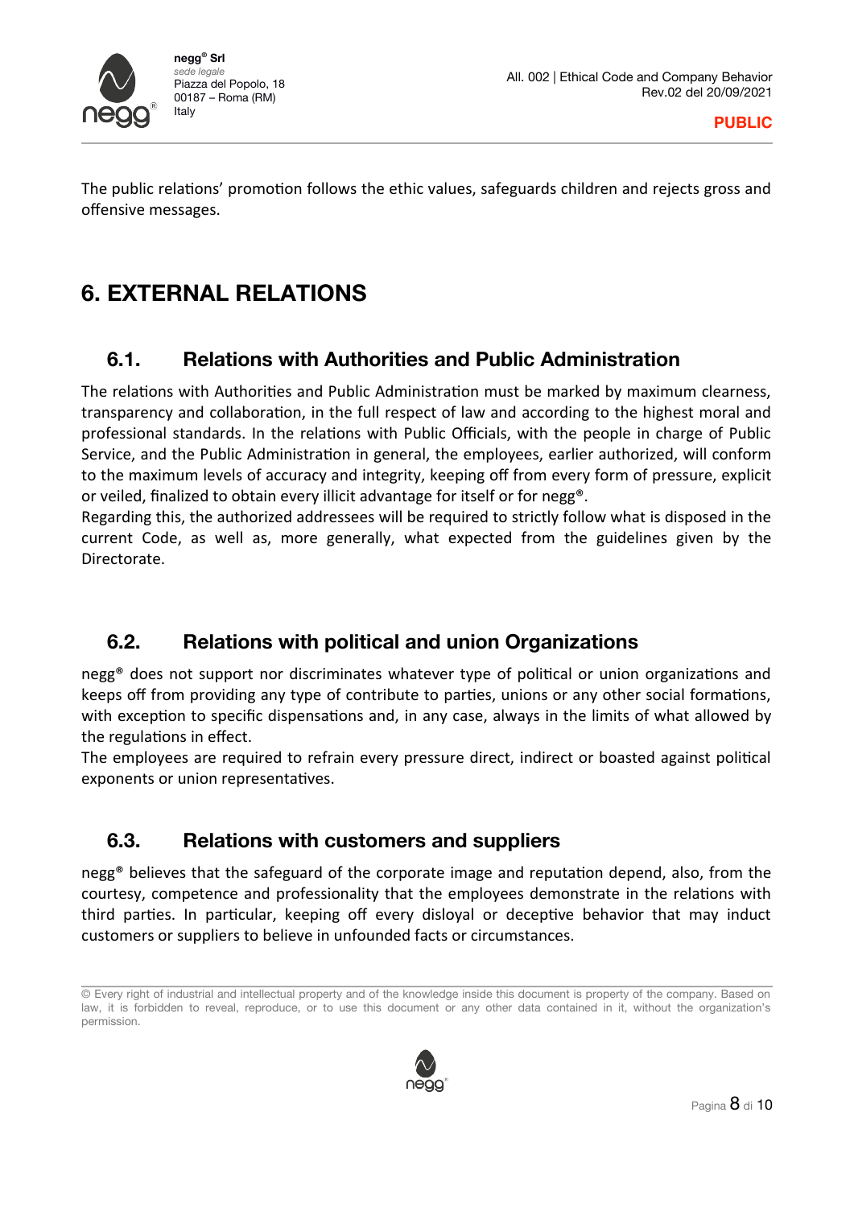The public relations' promotion follows the ethic values, safeguards children and rejects gross and offensive messages.

# 6. EXTERNAL RELATIONS

## 6.1. Relations with Authorities and Public Administration

The relations with Authorities and Public Administration must be marked by maximum clearness, transparency and collaboration, in the full respect of law and according to the highest moral and professional standards. In the relations with Public Officials, with the people in charge of Public Service, and the Public Administration in general, the employees, earlier authorized, will conform to the maximum levels of accuracy and integrity, keeping off from every form of pressure, explicit or veiled, finalized to obtain every illicit advantage for itself or for negg®.

Regarding this, the authorized addressees will be required to strictly follow what is disposed in the current Code, as well as, more generally, what expected from the guidelines given by the Directorate.

## 6.2. Relations with political and union Organizations

negg® does not support nor discriminates whatever type of political or union organizations and keeps off from providing any type of contribute to parties, unions or any other social formations, with exception to specific dispensations and, in any case, always in the limits of what allowed by the regulations in effect.

The employees are required to refrain every pressure direct, indirect or boasted against political exponents or union representatives.

## 6.3. Relations with customers and suppliers

negg® believes that the safeguard of the corporate image and reputation depend, also, from the courtesy, competence and professionality that the employees demonstrate in the relations with third parties. In particular, keeping off every disloyal or deceptive behavior that may induct customers or suppliers to believe in unfounded facts or circumstances.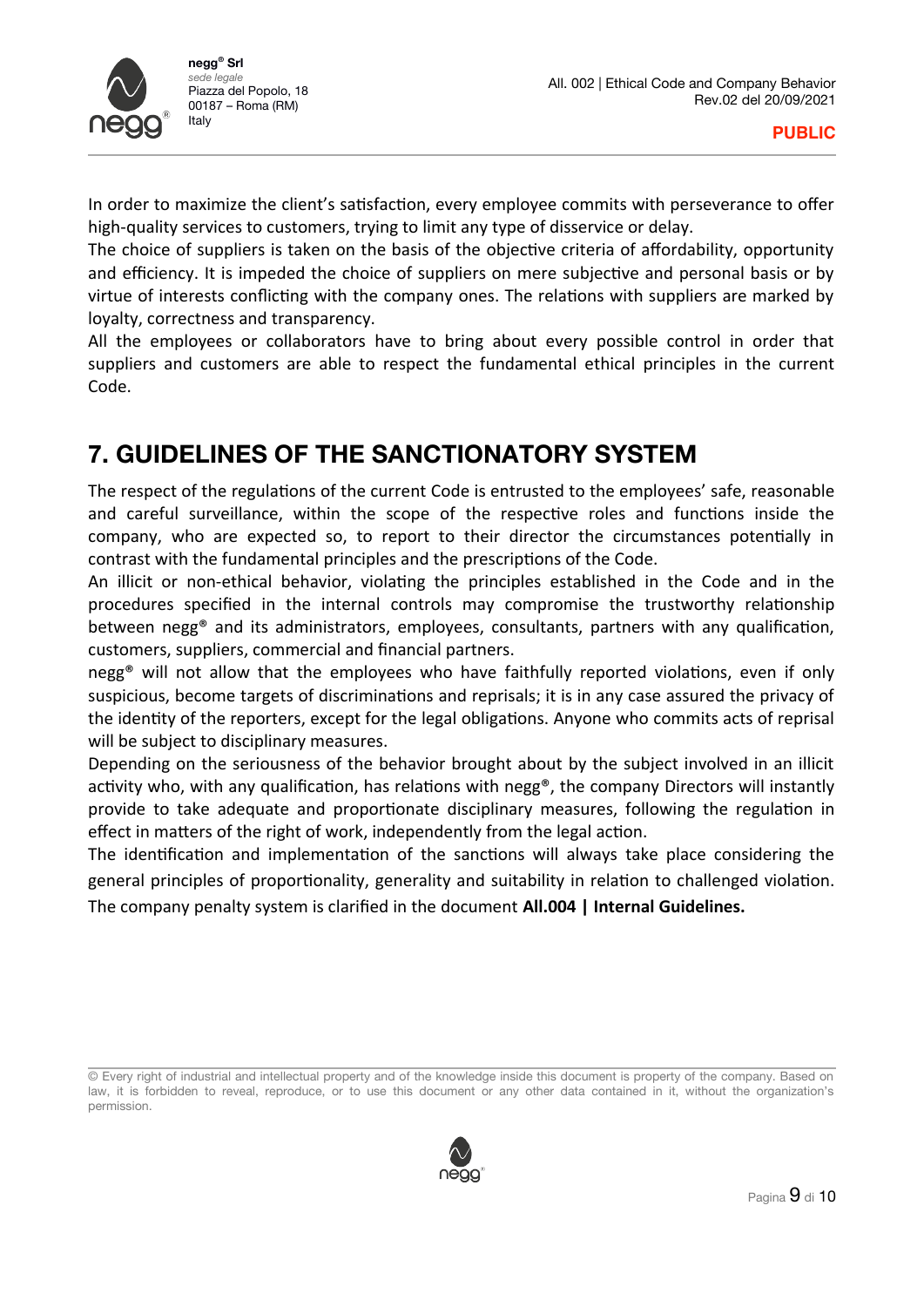In order to maximize the client's satisfaction, every employee commits with perseverance to offer high-quality services to customers, trying to limit any type of disservice or delay.
The choice of suppliers is taken on the basis of the objective criteria of affordability, opportunity and efficiency. It is impeded the choice of suppliers on mere subjective and personal basis or by virtue of interests conflicting with the company ones. The relations with suppliers are marked by loyalty, correctness and transparency.
All the employees or collaborators have to bring about every possible control in order that suppliers and customers are able to respect the fundamental ethical principles in the current Code.

## 7. GUIDELINES OF THE SANCTIONATORY SYSTEM

The respect of the regulations of the current Code is entrusted to the employees' safe, reasonable and careful surveillance, within the scope of the respective roles and functions inside the company, who are expected so, to report to their director the circumstances potentially in contrast with the fundamental principles and the prescriptions of the Code.
An illicit or non-ethical behavior, violating the principles established in the Code and in the procedures specified in the internal controls may compromise the trustworthy relationship between negg® and its administrators, employees, consultants, partners with any qualification, customers, suppliers, commercial and financial partners.
negg® will not allow that the employees who have faithfully reported violations, even if only suspicious, become targets of discriminations and reprisals; it is in any case assured the privacy of the identity of the reporters, except for the legal obligations. Anyone who commits acts of reprisal will be subject to disciplinary measures.
Depending on the seriousness of the behavior brought about by the subject involved in an illicit activity who, with any qualification, has relations with negg®, the company Directors will instantly provide to take adequate and proportionate disciplinary measures, following the regulation in effect in matters of the right of work, independently from the legal action.
The identification and implementation of the sanctions will always take place considering the general principles of proportionality, generality and suitability in relation to challenged violation.
The company penalty system is clarified in the document **All.004 | Internal Guidelines.**

© Every right of industrial and intellectual property and of the knowledge inside this document is property of the company. Based on law, it is forbidden to reveal, reproduce, or to use this document or any other data contained in it, without the organization's permission.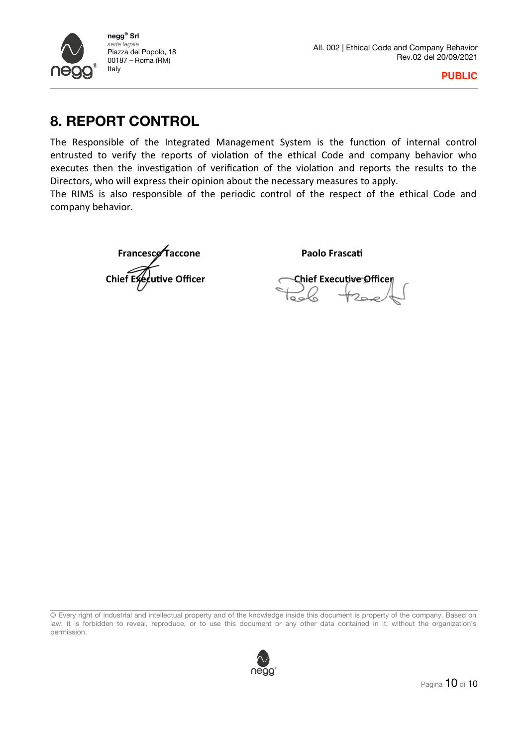# 8. REPORT CONTROL

The Responsible of the Integrated Management System is the function of internal control entrusted to verify the reports of violation of the ethical Code and company behavior who executes then the investigation of verification of the violation and reports the results to the Directors, who will express their opinion about the necessary measures to apply.
The RIMS is also responsible of the periodic control of the respect of the ethical Code and company behavior.

| | |
|---|---|
| **Francesco Taccone** | **Paolo Frascati** |
| **Chief Executive Officer** | **Chief Executive Officer** |

© Every right of industrial and intellectual property and of the knowledge inside this document is property of the company. Based on law, it is forbidden to reveal, reproduce, or to use this document or any other data contained in it, without the organization's permission.